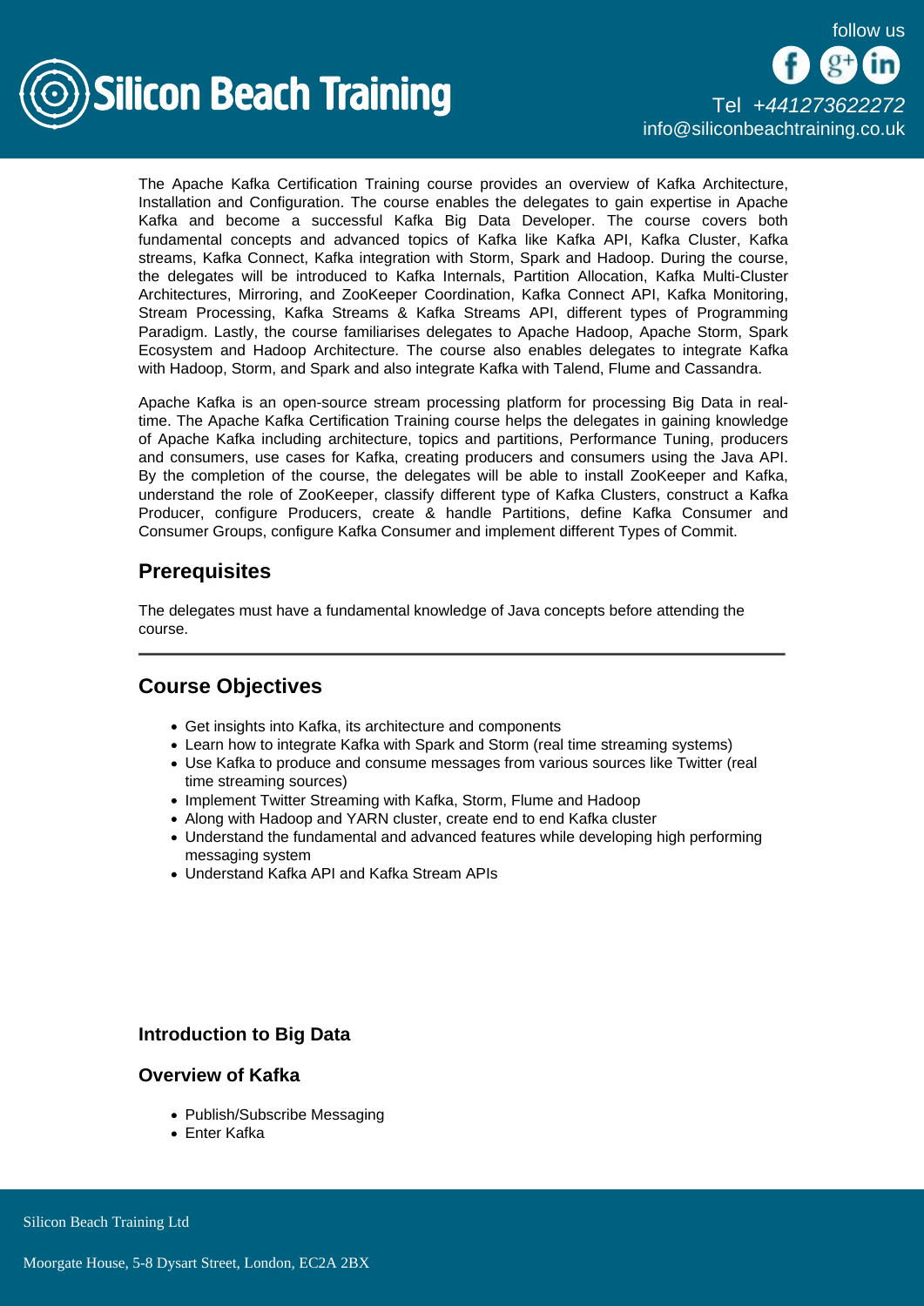The Apache Kafka Certification Training course provides an overview of Kafka Architecture, Installation and Configuration. The course enables the delegates to gain expertise in Apache Kafka and become a successful Kafka Big Data Developer. The course covers both fundamental concepts and advanced topics of Kafka like Kafka API, Kafka Cluster, Kafka streams, Kafka Connect, Kafka integration with Storm, Spark and Hadoop. During the course, the delegates will be introduced to Kafka Internals, Partition Allocation, Kafka Multi-Cluster Architectures, Mirroring, and ZooKeeper Coordination, Kafka Connect API, Kafka Monitoring, Stream Processing, Kafka Streams & Kafka Streams API, different types of Programming Paradigm. Lastly, the course familiarises delegates to Apache Hadoop, Apache Storm, Spark Ecosystem and Hadoop Architecture. The course also enables delegates to integrate Kafka with Hadoop, Storm, and Spark and also integrate Kafka with Talend, Flume and Cassandra.

Apache Kafka is an open-source stream processing platform for processing Big Data in real-time. The Apache Kafka Certification Training course helps the delegates in gaining knowledge of Apache Kafka including architecture, topics and partitions, Performance Tuning, producers and consumers, use cases for Kafka, creating producers and consumers using the Java API. By the completion of the course, the delegates will be able to install ZooKeeper and Kafka, understand the role of ZooKeeper, classify different type of Kafka Clusters, construct a Kafka Producer, configure Producers, create & handle Partitions, define Kafka Consumer and Consumer Groups, configure Kafka Consumer and implement different Types of Commit.

## Prerequisites

The delegates must have a fundamental knowledge of Java concepts before attending the course.

---

## Course Objectives

- Get insights into Kafka, its architecture and components
- Learn how to integrate Kafka with Spark and Storm (real time streaming systems)
- Use Kafka to produce and consume messages from various sources like Twitter (real time streaming sources)
- Implement Twitter Streaming with Kafka, Storm, Flume and Hadoop
- Along with Hadoop and YARN cluster, create end to end Kafka cluster
- Understand the fundamental and advanced features while developing high performing messaging system
- Understand Kafka API and Kafka Stream APIs

### Introduction to Big Data

### Overview of Kafka

- Publish/Subscribe Messaging
- Enter Kafka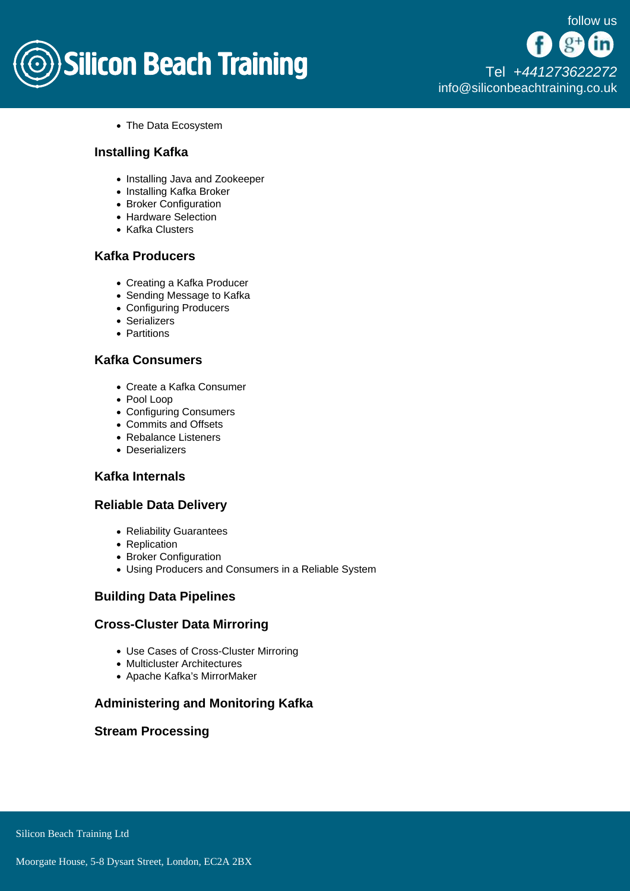- The Data Ecosystem

### Installing Kafka

- Installing Java and Zookeeper
- Installing Kafka Broker
- Broker Configuration
- Hardware Selection
- Kafka Clusters

### Kafka Producers

- Creating a Kafka Producer
- Sending Message to Kafka
- Configuring Producers
- Serializers
- Partitions

### Kafka Consumers

- Create a Kafka Consumer
- Pool Loop
- Configuring Consumers
- Commits and Offsets
- Rebalance Listeners
- Deserializers

### Kafka Internals

### Reliable Data Delivery

- Reliability Guarantees
- Replication
- Broker Configuration
- Using Producers and Consumers in a Reliable System

### Building Data Pipelines

### Cross-Cluster Data Mirroring

- Use Cases of Cross-Cluster Mirroring
- Multicluster Architectures
- Apache Kafka's MirrorMaker

### Administering and Monitoring Kafka

### Stream Processing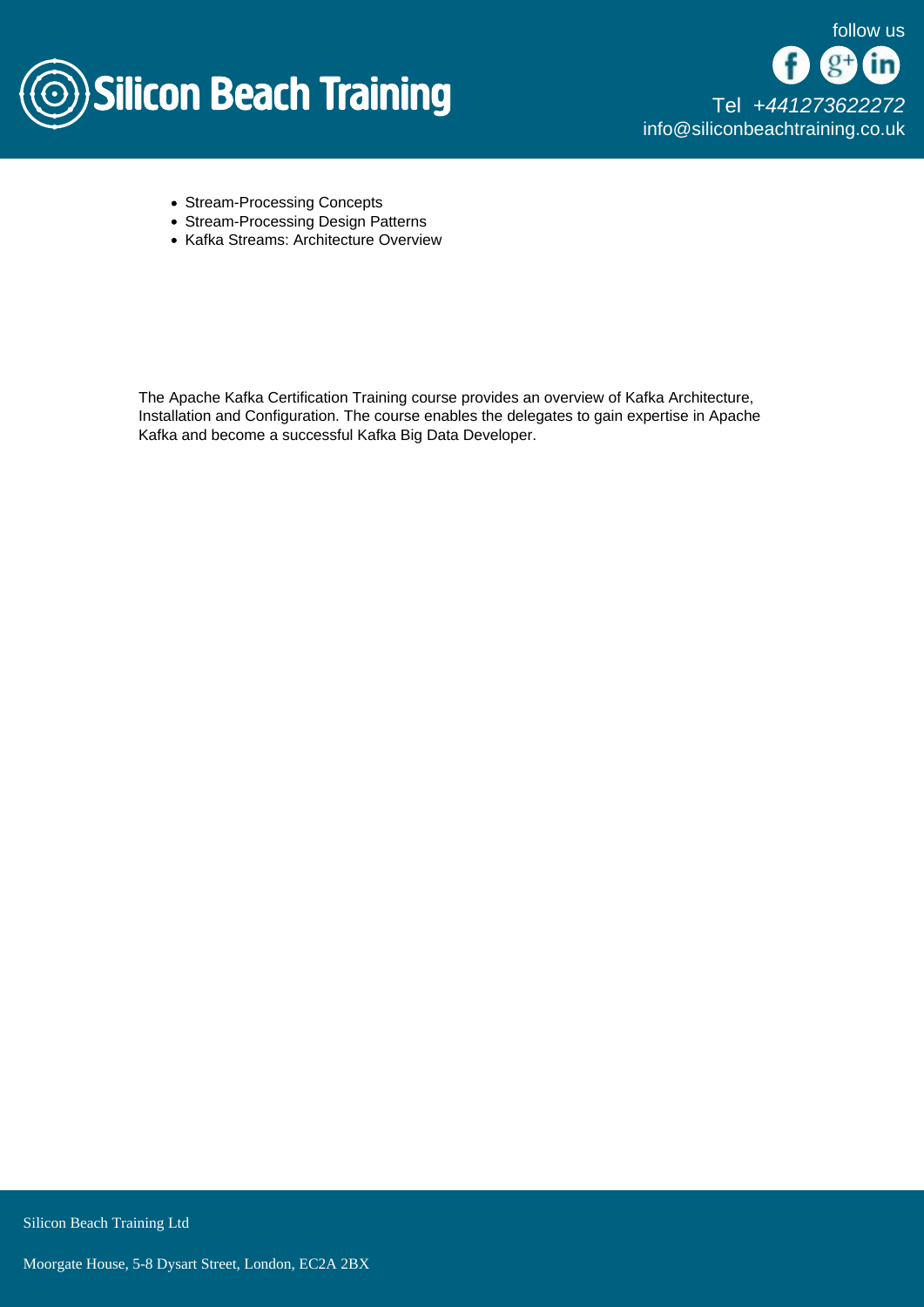- Stream-Processing Concepts
- Stream-Processing Design Patterns
- Kafka Streams: Architecture Overview

The Apache Kafka Certification Training course provides an overview of Kafka Architecture, Installation and Configuration. The course enables the delegates to gain expertise in Apache Kafka and become a successful Kafka Big Data Developer.